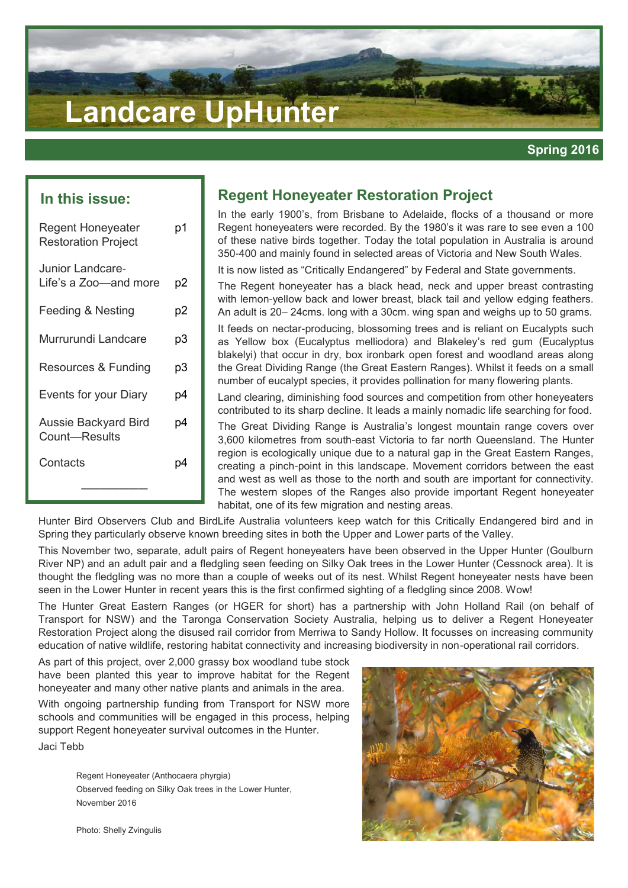# Landcare UpHunter

**Spring 2016**

## In this issue:

| | |
|---|---|
| Regent Honeyeater Restoration Project | p1 |
| Junior Landcare-Life's a Zoo—and more | p2 |
| Feeding & Nesting | p2 |
| Murrurundi Landcare | p3 |
| Resources & Funding | p3 |
| Events for your Diary | p4 |
| Aussie Backyard Bird Count—Results | p4 |
| Contacts | p4 |

## Regent Honeyeater Restoration Project

In the early 1900's, from Brisbane to Adelaide, flocks of a thousand or more Regent honeyeaters were recorded. By the 1980's it was rare to see even a 100 of these native birds together. Today the total population in Australia is around 350-400 and mainly found in selected areas of Victoria and New South Wales.

It is now listed as "Critically Endangered" by Federal and State governments.

The Regent honeyeater has a black head, neck and upper breast contrasting with lemon-yellow back and lower breast, black tail and yellow edging feathers. An adult is 20– 24cms. long with a 30cm. wing span and weighs up to 50 grams.

It feeds on nectar-producing, blossoming trees and is reliant on Eucalypts such as Yellow box (Eucalyptus melliodora) and Blakeley's red gum (Eucalyptus blakelyi) that occur in dry, box ironbark open forest and woodland areas along the Great Dividing Range (the Great Eastern Ranges). Whilst it feeds on a small number of eucalypt species, it provides pollination for many flowering plants.

Land clearing, diminishing food sources and competition from other honeyeaters contributed to its sharp decline. It leads a mainly nomadic life searching for food.

The Great Dividing Range is Australia's longest mountain range covers over 3,600 kilometres from south-east Victoria to far north Queensland. The Hunter region is ecologically unique due to a natural gap in the Great Eastern Ranges, creating a pinch-point in this landscape. Movement corridors between the east and west as well as those to the north and south are important for connectivity. The western slopes of the Ranges also provide important Regent honeyeater habitat, one of its few migration and nesting areas.

Hunter Bird Observers Club and BirdLife Australia volunteers keep watch for this Critically Endangered bird and in Spring they particularly observe known breeding sites in both the Upper and Lower parts of the Valley.

This November two, separate, adult pairs of Regent honeyeaters have been observed in the Upper Hunter (Goulburn River NP) and an adult pair and a fledgling seen feeding on Silky Oak trees in the Lower Hunter (Cessnock area). It is thought the fledgling was no more than a couple of weeks out of its nest. Whilst Regent honeyeater nests have been seen in the Lower Hunter in recent years this is the first confirmed sighting of a fledgling since 2008. Wow!

The Hunter Great Eastern Ranges (or HGER for short) has a partnership with John Holland Rail (on behalf of Transport for NSW) and the Taronga Conservation Society Australia, helping us to deliver a Regent Honeyeater Restoration Project along the disused rail corridor from Merriwa to Sandy Hollow. It focusses on increasing community education of native wildlife, restoring habitat connectivity and increasing biodiversity in non-operational rail corridors.

As part of this project, over 2,000 grassy box woodland tube stock have been planted this year to improve habitat for the Regent honeyeater and many other native plants and animals in the area.

With ongoing partnership funding from Transport for NSW more schools and communities will be engaged in this process, helping support Regent honeyeater survival outcomes in the Hunter.

Jaci Tebb

Regent Honeyeater (Anthocaera phyrgia)
Observed feeding on Silky Oak trees in the Lower Hunter, November 2016

Photo: Shelly Zvingulis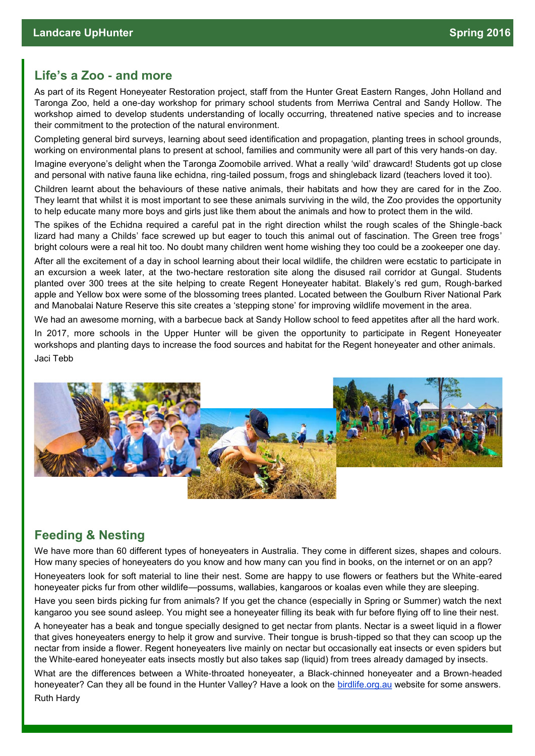## Life's a Zoo - and more

As part of its Regent Honeyeater Restoration project, staff from the Hunter Great Eastern Ranges, John Holland and Taronga Zoo, held a one-day workshop for primary school students from Merriwa Central and Sandy Hollow. The workshop aimed to develop students understanding of locally occurring, threatened native species and to increase their commitment to the protection of the natural environment.

Completing general bird surveys, learning about seed identification and propagation, planting trees in school grounds, working on environmental plans to present at school, families and community were all part of this very hands-on day.

Imagine everyone's delight when the Taronga Zoomobile arrived. What a really 'wild' drawcard! Students got up close and personal with native fauna like echidna, ring-tailed possum, frogs and shingleback lizard (teachers loved it too).

Children learnt about the behaviours of these native animals, their habitats and how they are cared for in the Zoo. They learnt that whilst it is most important to see these animals surviving in the wild, the Zoo provides the opportunity to help educate many more boys and girls just like them about the animals and how to protect them in the wild.

The spikes of the Echidna required a careful pat in the right direction whilst the rough scales of the Shingle-back lizard had many a Childs' face screwed up but eager to touch this animal out of fascination. The Green tree frogs' bright colours were a real hit too. No doubt many children went home wishing they too could be a zookeeper one day.

After all the excitement of a day in school learning about their local wildlife, the children were ecstatic to participate in an excursion a week later, at the two-hectare restoration site along the disused rail corridor at Gungal. Students planted over 300 trees at the site helping to create Regent Honeyeater habitat. Blakely's red gum, Rough-barked apple and Yellow box were some of the blossoming trees planted. Located between the Goulburn River National Park and Manobalai Nature Reserve this site creates a 'stepping stone' for improving wildlife movement in the area.

We had an awesome morning, with a barbecue back at Sandy Hollow school to feed appetites after all the hard work.

In 2017, more schools in the Upper Hunter will be given the opportunity to participate in Regent Honeyeater workshops and planting days to increase the food sources and habitat for the Regent honeyeater and other animals.

Jaci Tebb

## Feeding & Nesting

We have more than 60 different types of honeyeaters in Australia. They come in different sizes, shapes and colours. How many species of honeyeaters do you know and how many can you find in books, on the internet or on an app?

Honeyeaters look for soft material to line their nest. Some are happy to use flowers or feathers but the White-eared honeyeater picks fur from other wildlife—possums, wallabies, kangaroos or koalas even while they are sleeping.

Have you seen birds picking fur from animals? If you get the chance (especially in Spring or Summer) watch the next kangaroo you see sound asleep. You might see a honeyeater filling its beak with fur before flying off to line their nest.

A honeyeater has a beak and tongue specially designed to get nectar from plants. Nectar is a sweet liquid in a flower that gives honeyeaters energy to help it grow and survive. Their tongue is brush-tipped so that they can scoop up the nectar from inside a flower. Regent honeyeaters live mainly on nectar but occasionally eat insects or even spiders but the White-eared honeyeater eats insects mostly but also takes sap (liquid) from trees already damaged by insects.

What are the differences between a White-throated honeyeater, a Black-chinned honeyeater and a Brown-headed honeyeater? Can they all be found in the Hunter Valley? Have a look on the birdlife.org.au website for some answers.

Ruth Hardy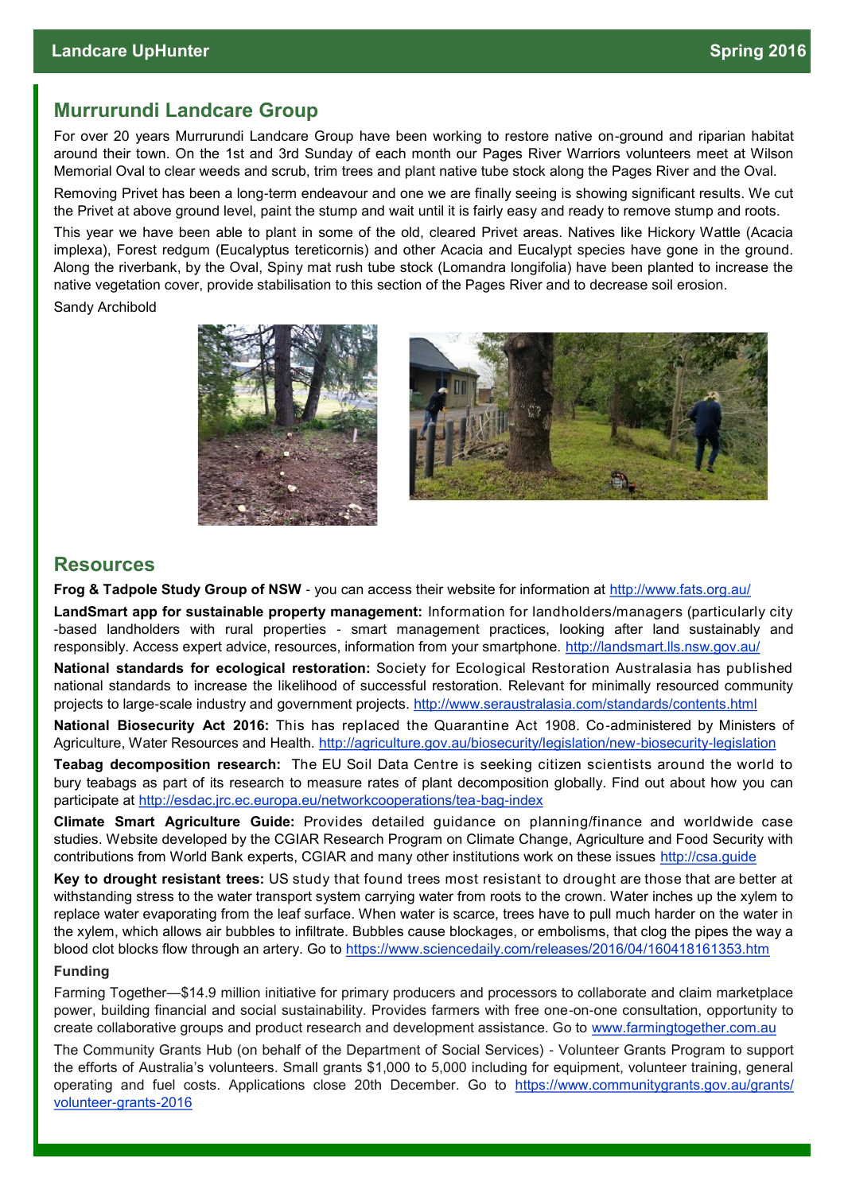## Murrurundi Landcare Group

For over 20 years Murrurundi Landcare Group have been working to restore native on-ground and riparian habitat around their town. On the 1st and 3rd Sunday of each month our Pages River Warriors volunteers meet at Wilson Memorial Oval to clear weeds and scrub, trim trees and plant native tube stock along the Pages River and the Oval.

Removing Privet has been a long-term endeavour and one we are finally seeing is showing significant results. We cut the Privet at above ground level, paint the stump and wait until it is fairly easy and ready to remove stump and roots.

This year we have been able to plant in some of the old, cleared Privet areas. Natives like Hickory Wattle (Acacia implexa), Forest redgum (Eucalyptus tereticornis) and other Acacia and Eucalypt species have gone in the ground. Along the riverbank, by the Oval, Spiny mat rush tube stock (Lomandra longifolia) have been planted to increase the native vegetation cover, provide stabilisation to this section of the Pages River and to decrease soil erosion.

Sandy Archibold

## Resources

**Frog & Tadpole Study Group of NSW** - you can access their website for information at http://www.fats.org.au/

**LandSmart app for sustainable property management:** Information for landholders/managers (particularly city-based landholders with rural properties - smart management practices, looking after land sustainably and responsibly. Access expert advice, resources, information from your smartphone. http://landsmart.lls.nsw.gov.au/

**National standards for ecological restoration:** Society for Ecological Restoration Australasia has published national standards to increase the likelihood of successful restoration. Relevant for minimally resourced community projects to large-scale industry and government projects. http://www.seraustralasia.com/standards/contents.html

**National Biosecurity Act 2016:** This has replaced the Quarantine Act 1908. Co-administered by Ministers of Agriculture, Water Resources and Health. http://agriculture.gov.au/biosecurity/legislation/new-biosecurity-legislation

**Teabag decomposition research:** The EU Soil Data Centre is seeking citizen scientists around the world to bury teabags as part of its research to measure rates of plant decomposition globally. Find out about how you can participate at http://esdac.jrc.ec.europa.eu/networkcooperations/tea-bag-index

**Climate Smart Agriculture Guide:** Provides detailed guidance on planning/finance and worldwide case studies. Website developed by the CGIAR Research Program on Climate Change, Agriculture and Food Security with contributions from World Bank experts, CGIAR and many other institutions work on these issues http://csa.guide

**Key to drought resistant trees:** US study that found trees most resistant to drought are those that are better at withstanding stress to the water transport system carrying water from roots to the crown. Water inches up the xylem to replace water evaporating from the leaf surface. When water is scarce, trees have to pull much harder on the water in the xylem, which allows air bubbles to infiltrate. Bubbles cause blockages, or embolisms, that clog the pipes the way a blood clot blocks flow through an artery. Go to https://www.sciencedaily.com/releases/2016/04/160418161353.htm

### Funding

Farming Together—$14.9 million initiative for primary producers and processors to collaborate and claim marketplace power, building financial and social sustainability. Provides farmers with free one-on-one consultation, opportunity to create collaborative groups and product research and development assistance. Go to www.farmingtogether.com.au

The Community Grants Hub (on behalf of the Department of Social Services) - Volunteer Grants Program to support the efforts of Australia's volunteers. Small grants $1,000 to 5,000 including for equipment, volunteer training, general operating and fuel costs. Applications close 20th December. Go to https://www.communitygrants.gov.au/grants/volunteer-grants-2016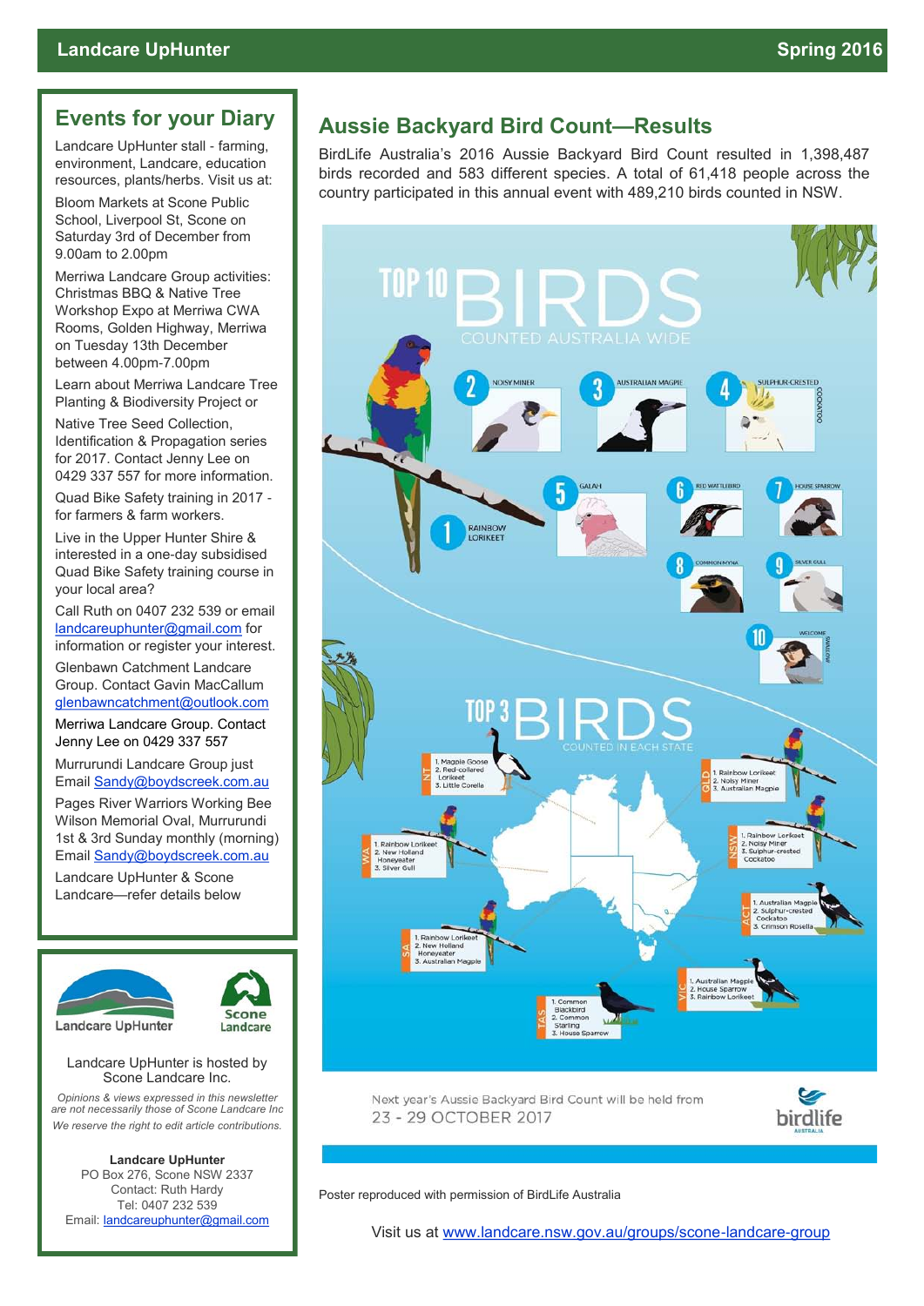## Events for your Diary

Landcare UpHunter stall - farming, environment, Landcare, education resources, plants/herbs. Visit us at:

Bloom Markets at Scone Public School, Liverpool St, Scone on Saturday 3rd of December from 9.00am to 2.00pm

Merriwa Landcare Group activities: Christmas BBQ & Native Tree Workshop Expo at Merriwa CWA Rooms, Golden Highway, Merriwa on Tuesday 13th December between 4.00pm-7.00pm

Learn about Merriwa Landcare Tree Planting & Biodiversity Project or

Native Tree Seed Collection, Identification & Propagation series for 2017. Contact Jenny Lee on 0429 337 557 for more information.

Quad Bike Safety training in 2017 - for farmers & farm workers.

Live in the Upper Hunter Shire & interested in a one-day subsidised Quad Bike Safety training course in your local area?

Call Ruth on 0407 232 539 or email landcareuphunter@gmail.com for information or register your interest.

Glenbawn Catchment Landcare Group. Contact Gavin MacCallum glenbawncatchment@outlook.com

Merriwa Landcare Group. Contact Jenny Lee on 0429 337 557

Murrurundi Landcare Group just Email Sandy@boydscreek.com.au

Pages River Warriors Working Bee Wilson Memorial Oval, Murrurundi 1st & 3rd Sunday monthly (morning) Email Sandy@boydscreek.com.au

Landcare UpHunter & Scone Landcare—refer details below

Landcare UpHunter

Scone Landcare

Landcare UpHunter is hosted by Scone Landcare Inc.

*Opinions & views expressed in this newsletter are not necessarily those of Scone Landcare Inc*

*We reserve the right to edit article contributions.*

**Landcare UpHunter**
PO Box 276, Scone NSW 2337
Contact: Ruth Hardy
Tel: 0407 232 539
Email: landcareuphunter@gmail.com

## Aussie Backyard Bird Count—Results

BirdLife Australia's 2016 Aussie Backyard Bird Count resulted in 1,398,487 birds recorded and 583 different species. A total of 61,418 people across the country participated in this annual event with 489,210 birds counted in NSW.

TOP 10 BIRDS COUNTED AUSTRALIA WIDE

1 RAINBOW LORIKEET
2 NOISY MINER
3 AUSTRALIAN MAGPIE
4 SULPHUR-CRESTED COCKATOO
5 GALAH
6 RED WATTLEBIRD
7 HOUSE SPARROW
8 COMMON MYNA
9 SILVER GULL
10 WELCOME SWALLOW

TOP 3 BIRDS COUNTED IN EACH STATE

NT: 1. Magpie Goose 2. Red-collared Lorikeet 3. Little Corella

QLD: 1. Rainbow Lorikeet 2. Noisy Miner 3. Australian Magpie

WA: 1. Rainbow Lorikeet 2. New Holland Honeyeater 3. Silver Gull

NSW: 1. Rainbow Lorikeet 2. Noisy Miner 3. Sulphur-crested Cockatoo

ACT: 1. Australian Magpie 2. Sulphur-crested Cockatoo 3. Crimson Rosella

SA: 1. Rainbow Lorikeet 2. New Holland Honeyeater 3. Australian Magpie

VIC: 1. Australian Magpie 2. House Sparrow 3. Rainbow Lorikeet

TAS: 1. Common Blackbird 2. Common Starling 3. House Sparrow

Next year's Aussie Backyard Bird Count will be held from 23 - 29 OCTOBER 2017

birdlife AUSTRALIA

Poster reproduced with permission of BirdLife Australia

Visit us at www.landcare.nsw.gov.au/groups/scone-landcare-group